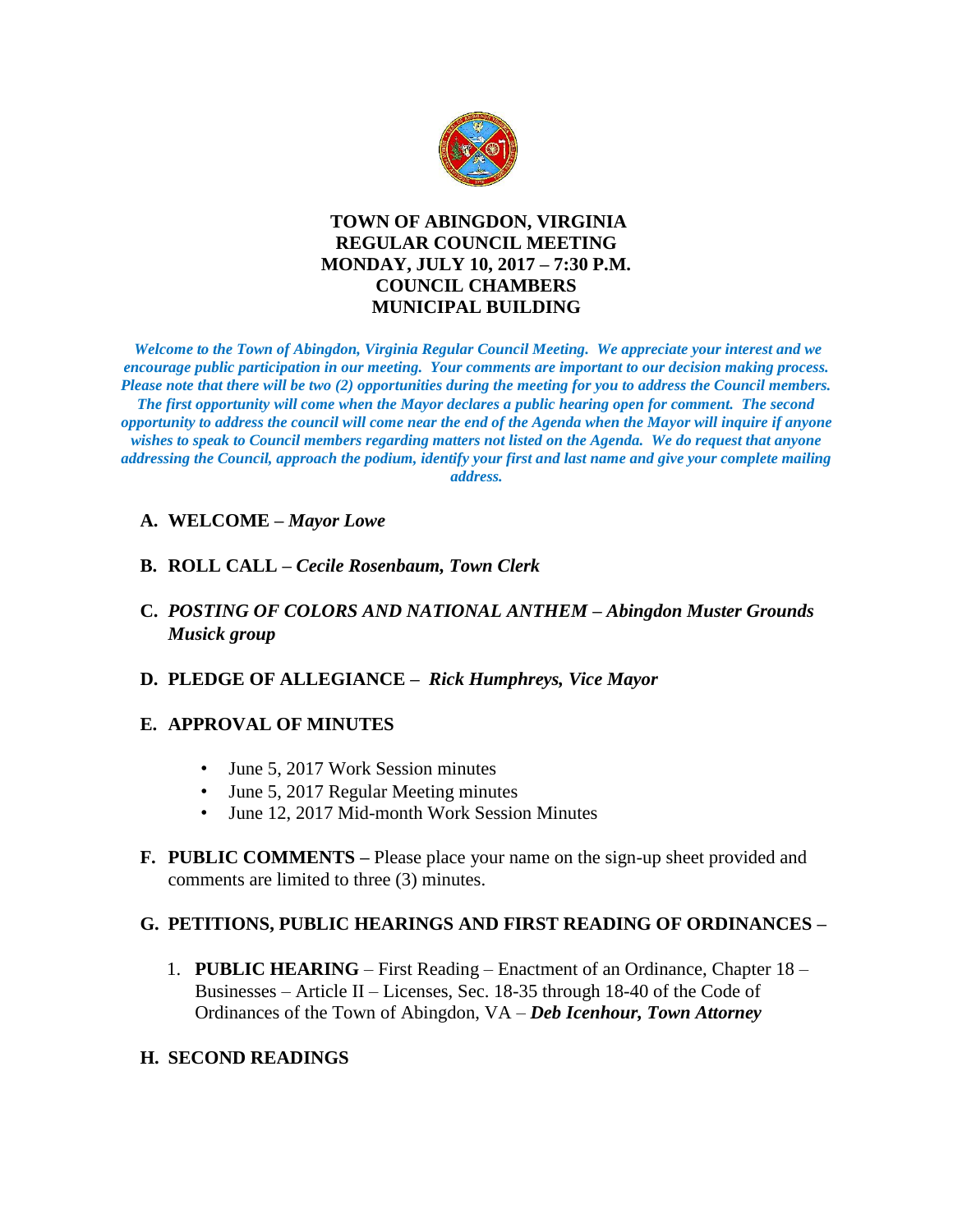# TOWN OF ABINGDON, VIRGINIA
## REGULAR COUNCIL MEETING
## MONDAY, JULY 10, 2017 – 7:30 P.M.
## COUNCIL CHAMBERS
## MUNICIPAL BUILDING

***Welcome to the Town of Abingdon, Virginia Regular Council Meeting. We appreciate your interest and we encourage public participation in our meeting. Your comments are important to our decision making process. Please note that there will be two (2) opportunities during the meeting for you to address the Council members. The first opportunity will come when the Mayor declares a public hearing open for comment. The second opportunity to address the council will come near the end of the Agenda when the Mayor will inquire if anyone wishes to speak to Council members regarding matters not listed on the Agenda. We do request that anyone addressing the Council, approach the podium, identify your first and last name and give your complete mailing address.***

**A. WELCOME –** ***Mayor Lowe***

**B. ROLL CALL –** ***Cecile Rosenbaum, Town Clerk***

**C.** ***POSTING OF COLORS AND NATIONAL ANTHEM – Abingdon Muster Grounds Musick group***

**D. PLEDGE OF ALLEGIANCE –** ***Rick Humphreys, Vice Mayor***

**E. APPROVAL OF MINUTES**

- June 5, 2017 Work Session minutes
- June 5, 2017 Regular Meeting minutes
- June 12, 2017 Mid-month Work Session Minutes

**F. PUBLIC COMMENTS –** Please place your name on the sign-up sheet provided and comments are limited to three (3) minutes.

**G. PETITIONS, PUBLIC HEARINGS AND FIRST READING OF ORDINANCES –**

1. **PUBLIC HEARING** – First Reading – Enactment of an Ordinance, Chapter 18 – Businesses – Article II – Licenses, Sec. 18-35 through 18-40 of the Code of Ordinances of the Town of Abingdon, VA – ***Deb Icenhour, Town Attorney***

**H. SECOND READINGS**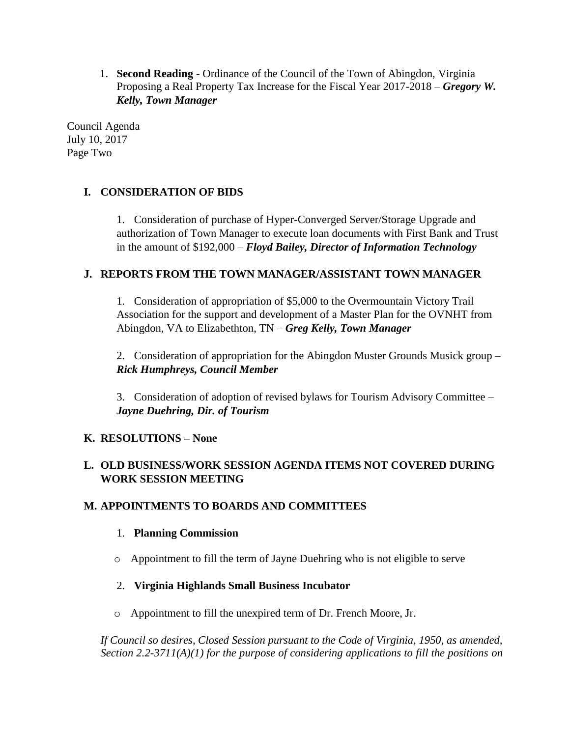1. **Second Reading** - Ordinance of the Council of the Town of Abingdon, Virginia Proposing a Real Property Tax Increase for the Fiscal Year 2017-2018 – ***Gregory W. Kelly, Town Manager***

## I. CONSIDERATION OF BIDS

1. Consideration of purchase of Hyper-Converged Server/Storage Upgrade and authorization of Town Manager to execute loan documents with First Bank and Trust in the amount of $192,000 – ***Floyd Bailey, Director of Information Technology***

## J. REPORTS FROM THE TOWN MANAGER/ASSISTANT TOWN MANAGER

1. Consideration of appropriation of $5,000 to the Overmountain Victory Trail Association for the support and development of a Master Plan for the OVNHT from Abingdon, VA to Elizabethton, TN – ***Greg Kelly, Town Manager***

2. Consideration of appropriation for the Abingdon Muster Grounds Musick group – ***Rick Humphreys, Council Member***

3. Consideration of adoption of revised bylaws for Tourism Advisory Committee – ***Jayne Duehring, Dir. of Tourism***

## K. RESOLUTIONS – None

## L. OLD BUSINESS/WORK SESSION AGENDA ITEMS NOT COVERED DURING WORK SESSION MEETING

## M. APPOINTMENTS TO BOARDS AND COMMITTEES

1. **Planning Commission**

   - Appointment to fill the term of Jayne Duehring who is not eligible to serve

2. **Virginia Highlands Small Business Incubator**

   - Appointment to fill the unexpired term of Dr. French Moore, Jr.

*If Council so desires, Closed Session pursuant to the Code of Virginia, 1950, as amended, Section 2.2-3711(A)(1) for the purpose of considering applications to fill the positions on*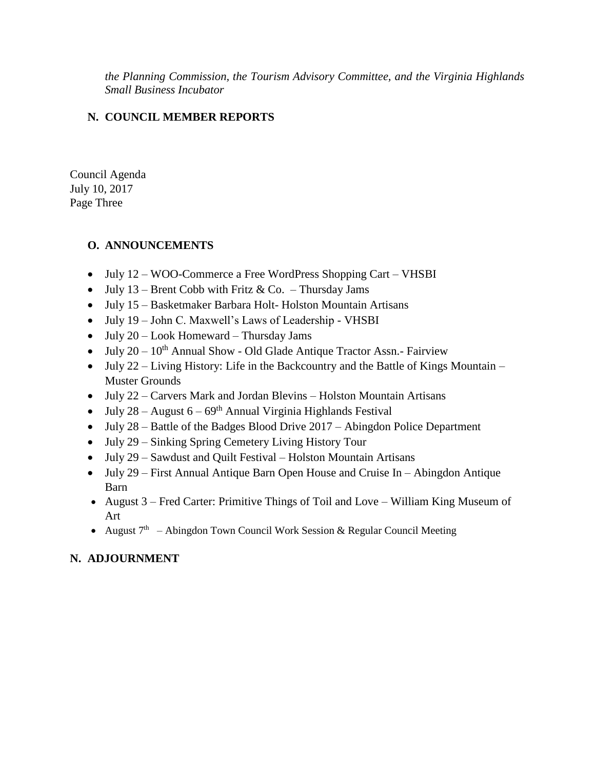*the Planning Commission, the Tourism Advisory Committee, and the Virginia Highlands Small Business Incubator*

**N. COUNCIL MEMBER REPORTS**

Council Agenda
July 10, 2017
Page Three

**O. ANNOUNCEMENTS**

- July 12 – WOO-Commerce a Free WordPress Shopping Cart – VHSBI
- July 13 – Brent Cobb with Fritz & Co. – Thursday Jams
- July 15 – Basketmaker Barbara Holt- Holston Mountain Artisans
- July 19 – John C. Maxwell's Laws of Leadership - VHSBI
- July 20 – Look Homeward – Thursday Jams
- July 20 – 10th Annual Show - Old Glade Antique Tractor Assn.- Fairview
- July 22 – Living History: Life in the Backcountry and the Battle of Kings Mountain – Muster Grounds
- July 22 – Carvers Mark and Jordan Blevins – Holston Mountain Artisans
- July 28 – August 6 – 69th Annual Virginia Highlands Festival
- July 28 – Battle of the Badges Blood Drive 2017 – Abingdon Police Department
- July 29 – Sinking Spring Cemetery Living History Tour
- July 29 – Sawdust and Quilt Festival – Holston Mountain Artisans
- July 29 – First Annual Antique Barn Open House and Cruise In – Abingdon Antique Barn
- August 3 – Fred Carter: Primitive Things of Toil and Love – William King Museum of Art
- August 7th – Abingdon Town Council Work Session & Regular Council Meeting

**N. ADJOURNMENT**